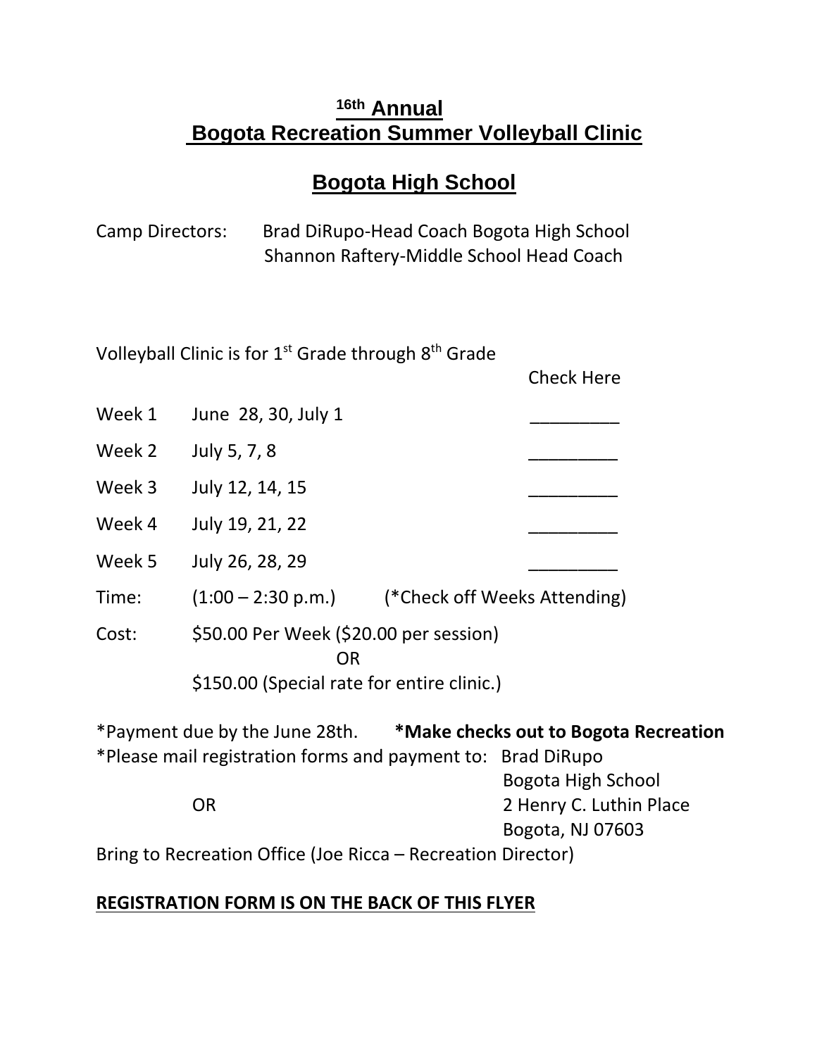# 16th Annual Bogota Recreation Summer Volleyball Clinic

## Bogota High School

Camp Directors: Brad DiRupo-Head Coach Bogota High School
Shannon Raftery-Middle School Head Coach

Volleyball Clinic is for 1st Grade through 8th Grade

| | | Check Here |
|---|---|---|
| Week 1 | June 28, 30, July 1 | _________ |
| Week 2 | July 5, 7, 8 | _________ |
| Week 3 | July 12, 14, 15 | _________ |
| Week 4 | July 19, 21, 22 | _________ |
| Week 5 | July 26, 28, 29 | _________ |

Time: (1:00 – 2:30 p.m.) (*Check off Weeks Attending)

Cost: $50.00 Per Week ($20.00 per session)
OR
$150.00 (Special rate for entire clinic.)

*Payment due by the June 28th. **\*Make checks out to Bogota Recreation**

*Please mail registration forms and payment to: Brad DiRupo
Bogota High School
2 Henry C. Luthin Place
Bogota, NJ 07603

OR

Bring to Recreation Office (Joe Ricca – Recreation Director)

**REGISTRATION FORM IS ON THE BACK OF THIS FLYER**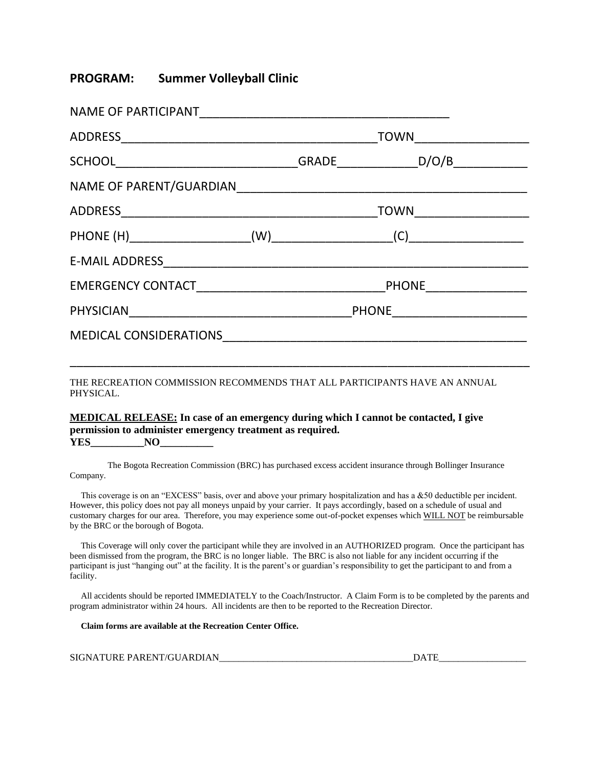## PROGRAM: Summer Volleyball Clinic

NAME OF PARTICIPANT______________________________________

ADDRESS_______________________________________TOWN_________________

SCHOOL____________________________GRADE____________D/O/B___________

NAME OF PARENT/GUARDIAN_____________________________________________

ADDRESS_______________________________________TOWN_________________

PHONE (H)__________________(W)__________________(C)_________________

E-MAIL ADDRESS_________________________________________________________

EMERGENCY CONTACT_____________________________PHONE________________

PHYSICIAN__________________________________PHONE_____________________

MEDICAL CONSIDERATIONS_______________________________________________

_______________________________________________________________________

THE RECREATION COMMISSION RECOMMENDS THAT ALL PARTICIPANTS HAVE AN ANNUAL PHYSICAL.

**MEDICAL RELEASE: In case of an emergency during which I cannot be contacted, I give permission to administer emergency treatment as required.**
**YES__________NO__________**

The Bogota Recreation Commission (BRC) has purchased excess accident insurance through Bollinger Insurance Company.

This coverage is on an "EXCESS" basis, over and above your primary hospitalization and has a &50 deductible per incident. However, this policy does not pay all moneys unpaid by your carrier. It pays accordingly, based on a schedule of usual and customary charges for our area. Therefore, you may experience some out-of-pocket expenses which WILL NOT be reimbursable by the BRC or the borough of Bogota.

This Coverage will only cover the participant while they are involved in an AUTHORIZED program. Once the participant has been dismissed from the program, the BRC is no longer liable. The BRC is also not liable for any incident occurring if the participant is just "hanging out" at the facility. It is the parent's or guardian's responsibility to get the participant to and from a facility.

All accidents should be reported IMMEDIATELY to the Coach/Instructor. A Claim Form is to be completed by the parents and program administrator within 24 hours. All incidents are then to be reported to the Recreation Director.

**Claim forms are available at the Recreation Center Office.**

SIGNATURE PARENT/GUARDIAN_________________________________________DATE__________________